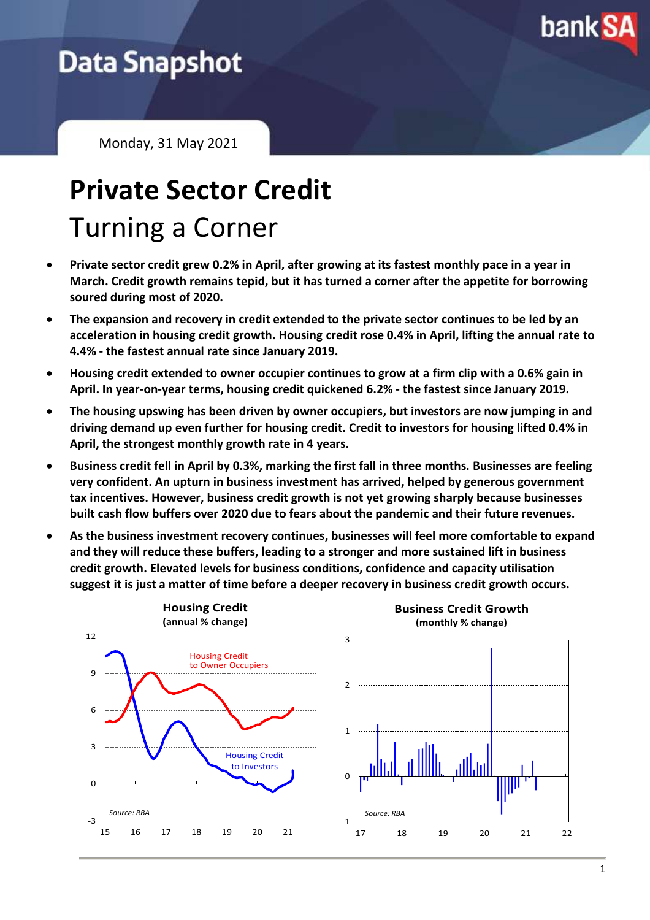# Data Snapshot

Monday, 31 May 2021

# Private Sector Credit

## Turning a Corner

- **Private sector credit grew 0.2% in April, after growing at its fastest monthly pace in a year in March. Credit growth remains tepid, but it has turned a corner after the appetite for borrowing soured during most of 2020.**
- **The expansion and recovery in credit extended to the private sector continues to be led by an acceleration in housing credit growth. Housing credit rose 0.4% in April, lifting the annual rate to 4.4% - the fastest annual rate since January 2019.**
- **Housing credit extended to owner occupier continues to grow at a firm clip with a 0.6% gain in April. In year-on-year terms, housing credit quickened 6.2% - the fastest since January 2019.**
- **The housing upswing has been driven by owner occupiers, but investors are now jumping in and driving demand up even further for housing credit. Credit to investors for housing lifted 0.4% in April, the strongest monthly growth rate in 4 years.**
- **Business credit fell in April by 0.3%, marking the first fall in three months. Businesses are feeling very confident. An upturn in business investment has arrived, helped by generous government tax incentives. However, business credit growth is not yet growing sharply because businesses built cash flow buffers over 2020 due to fears about the pandemic and their future revenues.**
- **As the business investment recovery continues, businesses will feel more comfortable to expand and they will reduce these buffers, leading to a stronger and more sustained lift in business credit growth. Elevated levels for business conditions, confidence and capacity utilisation suggest it is just a matter of time before a deeper recovery in business credit growth occurs.**

**Housing Credit**
**(annual % change)**

Housing Credit to Owner Occupiers; Housing Credit to Investors

*Source: RBA*

**Business Credit Growth**
**(monthly % change)**

*Source: RBA*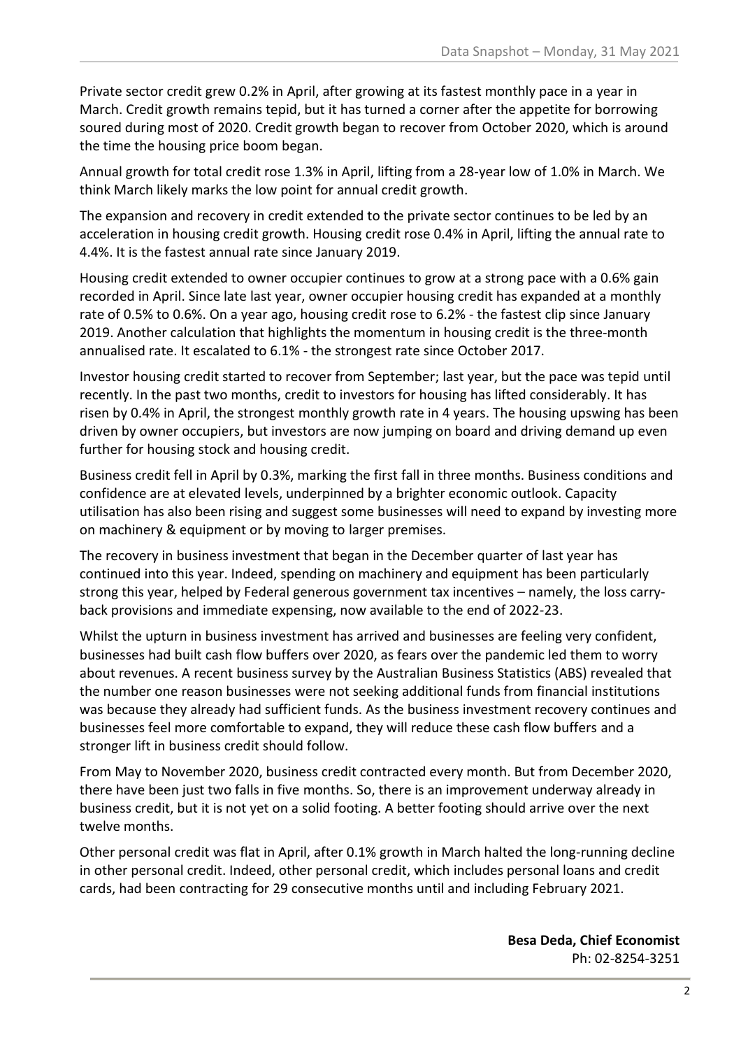Private sector credit grew 0.2% in April, after growing at its fastest monthly pace in a year in March. Credit growth remains tepid, but it has turned a corner after the appetite for borrowing soured during most of 2020. Credit growth began to recover from October 2020, which is around the time the housing price boom began.

Annual growth for total credit rose 1.3% in April, lifting from a 28-year low of 1.0% in March. We think March likely marks the low point for annual credit growth.

The expansion and recovery in credit extended to the private sector continues to be led by an acceleration in housing credit growth. Housing credit rose 0.4% in April, lifting the annual rate to 4.4%. It is the fastest annual rate since January 2019.

Housing credit extended to owner occupier continues to grow at a strong pace with a 0.6% gain recorded in April. Since late last year, owner occupier housing credit has expanded at a monthly rate of 0.5% to 0.6%. On a year ago, housing credit rose to 6.2% - the fastest clip since January 2019. Another calculation that highlights the momentum in housing credit is the three-month annualised rate. It escalated to 6.1% - the strongest rate since October 2017.

Investor housing credit started to recover from September; last year, but the pace was tepid until recently. In the past two months, credit to investors for housing has lifted considerably. It has risen by 0.4% in April, the strongest monthly growth rate in 4 years. The housing upswing has been driven by owner occupiers, but investors are now jumping on board and driving demand up even further for housing stock and housing credit.

Business credit fell in April by 0.3%, marking the first fall in three months. Business conditions and confidence are at elevated levels, underpinned by a brighter economic outlook. Capacity utilisation has also been rising and suggest some businesses will need to expand by investing more on machinery & equipment or by moving to larger premises.

The recovery in business investment that began in the December quarter of last year has continued into this year. Indeed, spending on machinery and equipment has been particularly strong this year, helped by Federal generous government tax incentives – namely, the loss carry-back provisions and immediate expensing, now available to the end of 2022-23.

Whilst the upturn in business investment has arrived and businesses are feeling very confident, businesses had built cash flow buffers over 2020, as fears over the pandemic led them to worry about revenues. A recent business survey by the Australian Business Statistics (ABS) revealed that the number one reason businesses were not seeking additional funds from financial institutions was because they already had sufficient funds. As the business investment recovery continues and businesses feel more comfortable to expand, they will reduce these cash flow buffers and a stronger lift in business credit should follow.

From May to November 2020, business credit contracted every month. But from December 2020, there have been just two falls in five months. So, there is an improvement underway already in business credit, but it is not yet on a solid footing. A better footing should arrive over the next twelve months.

Other personal credit was flat in April, after 0.1% growth in March halted the long-running decline in other personal credit. Indeed, other personal credit, which includes personal loans and credit cards, had been contracting for 29 consecutive months until and including February 2021.

**Besa Deda, Chief Economist**
Ph: 02-8254-3251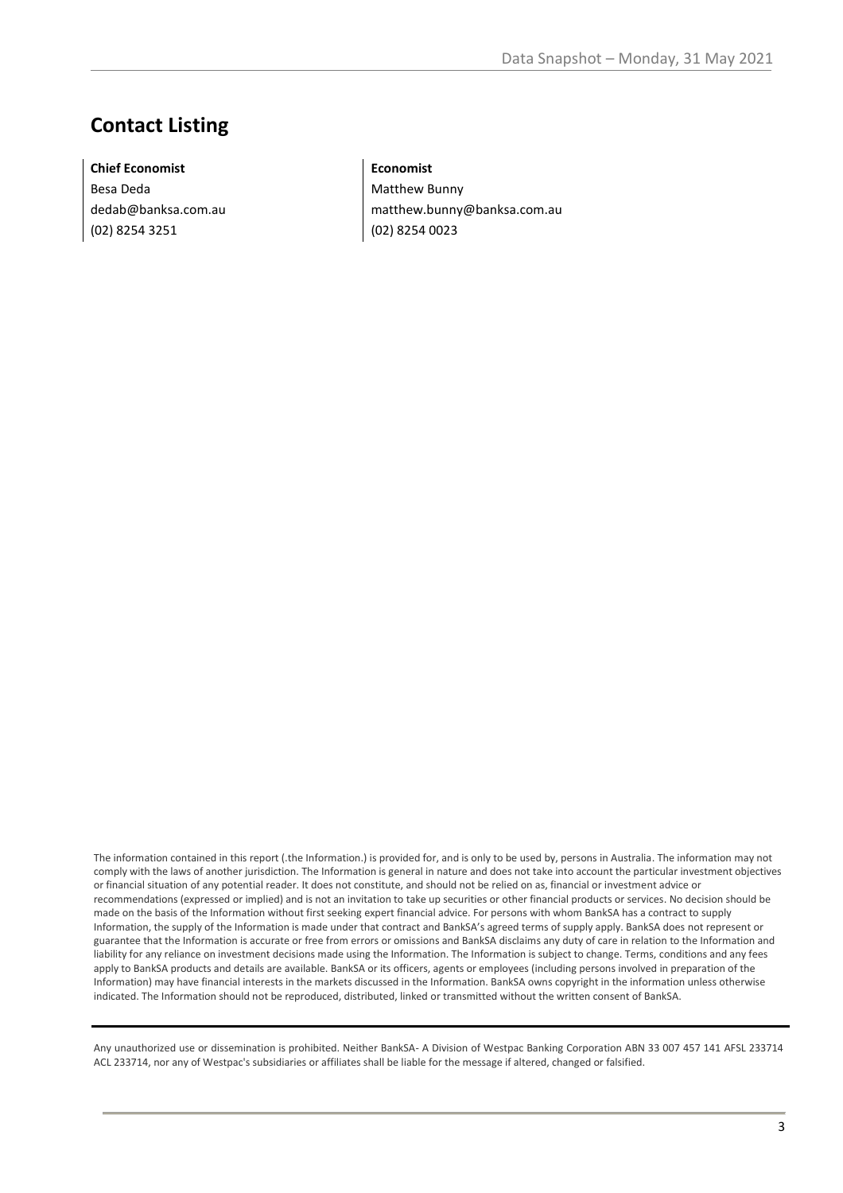## Contact Listing

**Chief Economist**
Besa Deda
dedab@banksa.com.au
(02) 8254 3251

**Economist**
Matthew Bunny
matthew.bunny@banksa.com.au
(02) 8254 0023

The information contained in this report (.the Information.) is provided for, and is only to be used by, persons in Australia. The information may not comply with the laws of another jurisdiction. The Information is general in nature and does not take into account the particular investment objectives or financial situation of any potential reader. It does not constitute, and should not be relied on as, financial or investment advice or recommendations (expressed or implied) and is not an invitation to take up securities or other financial products or services. No decision should be made on the basis of the Information without first seeking expert financial advice. For persons with whom BankSA has a contract to supply Information, the supply of the Information is made under that contract and BankSA's agreed terms of supply apply. BankSA does not represent or guarantee that the Information is accurate or free from errors or omissions and BankSA disclaims any duty of care in relation to the Information and liability for any reliance on investment decisions made using the Information. The Information is subject to change. Terms, conditions and any fees apply to BankSA products and details are available. BankSA or its officers, agents or employees (including persons involved in preparation of the Information) may have financial interests in the markets discussed in the Information. BankSA owns copyright in the information unless otherwise indicated. The Information should not be reproduced, distributed, linked or transmitted without the written consent of BankSA.

Any unauthorized use or dissemination is prohibited. Neither BankSA- A Division of Westpac Banking Corporation ABN 33 007 457 141 AFSL 233714 ACL 233714, nor any of Westpac's subsidiaries or affiliates shall be liable for the message if altered, changed or falsified.